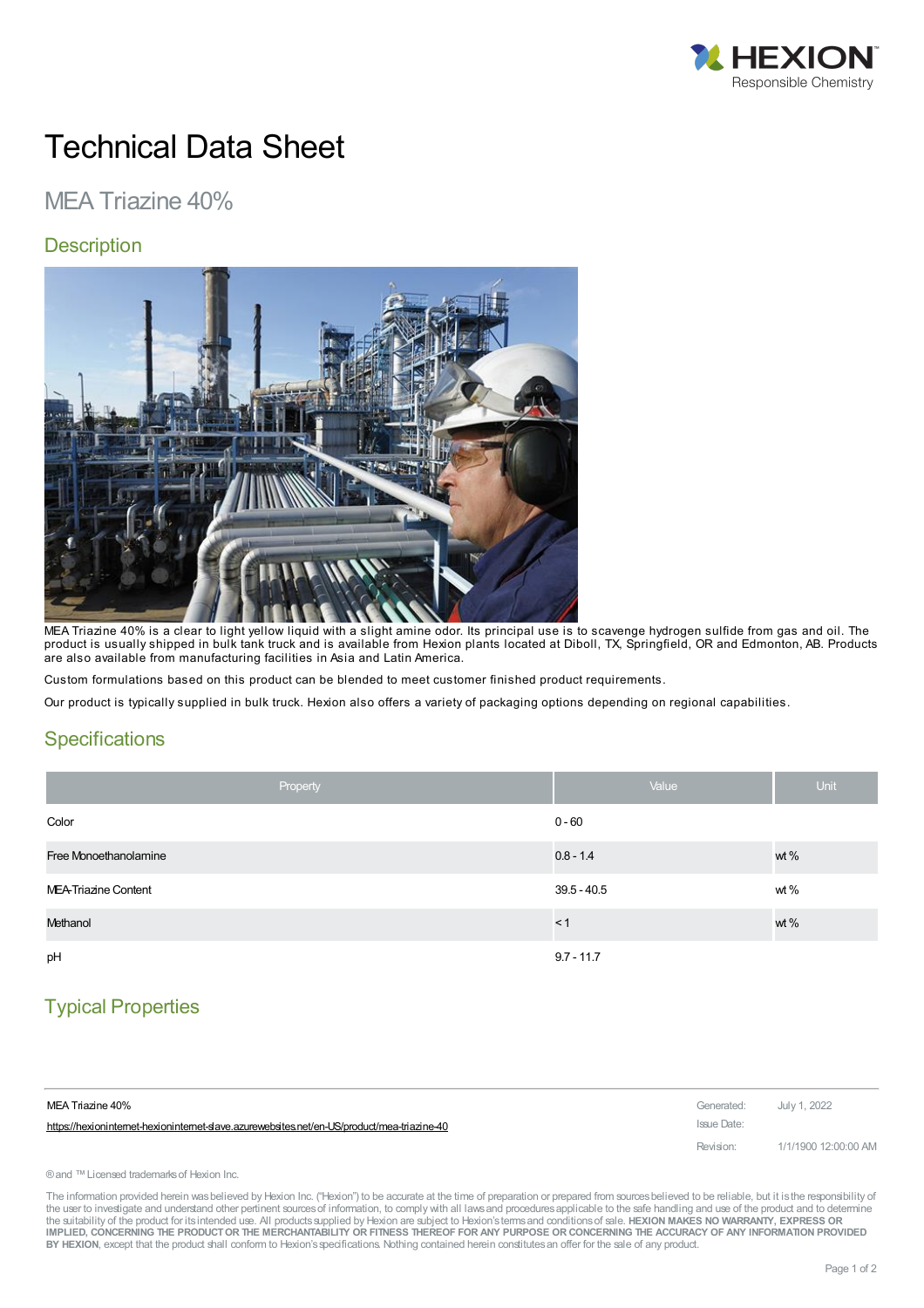# Technical Data Sheet

## MEA Triazine 40%

## Description

MEA Triazine 40% is a clear to light yellow liquid with a slight amine odor. Its principal use is to scavenge hydrogen sulfide from gas and oil. The product is usually shipped in bulk tank truck and is available from Hexion plants located at Diboll, TX, Springfield, OR and Edmonton, AB. Products are also available from manufacturing facilities in Asia and Latin America.

Custom formulations based on this product can be blended to meet customer finished product requirements.

Our product is typically supplied in bulk truck. Hexion also offers a variety of packaging options depending on regional capabilities.

## Specifications

| Property | Value | Unit |
|---|---|---|
| Color | 0 - 60 | |
| Free Monoethanolamine | 0.8 - 1.4 | wt % |
| MEA-Triazine Content | 39.5 - 40.5 | wt % |
| Methanol | < 1 | wt % |
| pH | 9.7 - 11.7 | |

## Typical Properties

MEA Triazine 40%

https://hexioninternet-hexioninternet-slave.azurewebsites.net/en-US/product/mea-triazine-40

Generated: July 1, 2022

Issue Date:

Revision: 1/1/1900 12:00:00 AM

® and ™ Licensed trademarks of Hexion Inc.

The information provided herein was believed by Hexion Inc. ("Hexion") to be accurate at the time of preparation or prepared from sources believed to be reliable, but it is the responsibility of the user to investigate and understand other pertinent sources of information, to comply with all laws and procedures applicable to the safe handling and use of the product and to determine the suitability of the product for its intended use. All products supplied by Hexion are subject to Hexion's terms and conditions of sale. **HEXION MAKES NO WARRANTY, EXPRESS OR IMPLIED, CONCERNING THE PRODUCT OR THE MERCHANTABILITY OR FITNESS THEREOF FOR ANY PURPOSE OR CONCERNING THE ACCURACY OF ANY INFORMATION PROVIDED BY HEXION**, except that the product shall conform to Hexion's specifications. Nothing contained herein constitutes an offer for the sale of any product.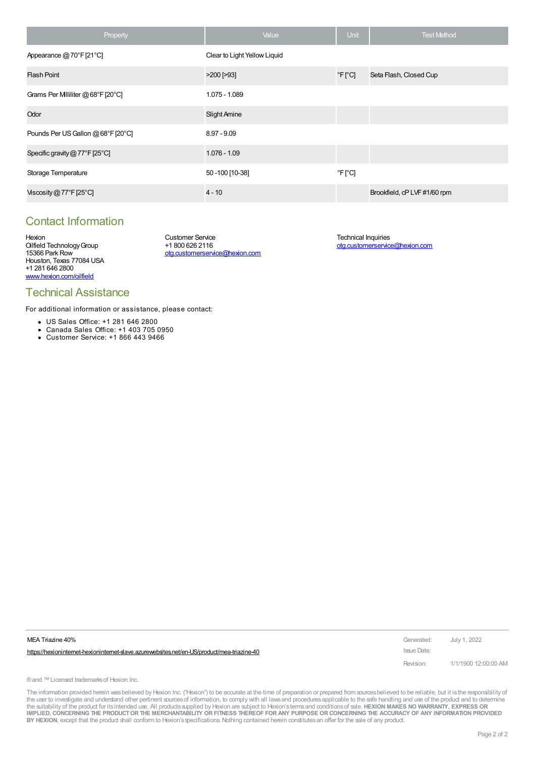| Property | Value | Unit | Test Method |
|---|---|---|---|
| Appearance @ 70°F [21°C] | Clear to Light Yellow Liquid | | |
| Flash Point | >200 [>93] | °F [°C] | Seta Flash, Closed Cup |
| Grams Per Milliliter @ 68°F [20°C] | 1.075 - 1.089 | | |
| Odor | Slight Amine | | |
| Pounds Per US Gallon @ 68°F [20°C] | 8.97 - 9.09 | | |
| Specific gravity @ 77°F [25°C] | 1.076 - 1.09 | | |
| Storage Temperature | 50 -100 [10-38] | °F [°C] | |
| Viscosity @ 77°F [25°C] | 4 - 10 | | Brookfield, cP LVF #1/60 rpm |

## Contact Information

Hexion
Oilfield Technology Group
15366 Park Row
Houston, Texas 77084 USA
+1 281 646 2800
www.hexion.com/oilfield

Customer Service
+1 800 626 2116
otg.customerservice@hexion.com

Technical Inquiries
otg.customerservice@hexion.com

## Technical Assistance

For additional information or assistance, please contact:

- US Sales Office: +1 281 646 2800
- Canada Sales Office: +1 403 705 0950
- Customer Service: +1 866 443 9466

MEA Triazine 40%

https://hexioninternet-hexioninternet-slave.azurewebsites.net/en-US/product/mea-triazine-40

Generated: July 1, 2022
Issue Date:
Revision: 1/1/1900 12:00:00 AM

® and ™ Licensed trademarks of Hexion Inc.

The information provided herein was believed by Hexion Inc. ("Hexion") to be accurate at the time of preparation or prepared from sources believed to be reliable, but it is the responsibility of the user to investigate and understand other pertinent sources of information, to comply with all laws and procedures applicable to the safe handling and use of the product and to determine the suitability of the product for its intended use. All products supplied by Hexion are subject to Hexion's terms and conditions of sale. **HEXION MAKES NO WARRANTY, EXPRESS OR IMPLIED, CONCERNING THE PRODUCT OR THE MERCHANTABILITY OR FITNESS THEREOF FOR ANY PURPOSE OR CONCERNING THE ACCURACY OF ANY INFORMATION PROVIDED BY HEXION**, except that the product shall conform to Hexion's specifications. Nothing contained herein constitutes an offer for the sale of any product.